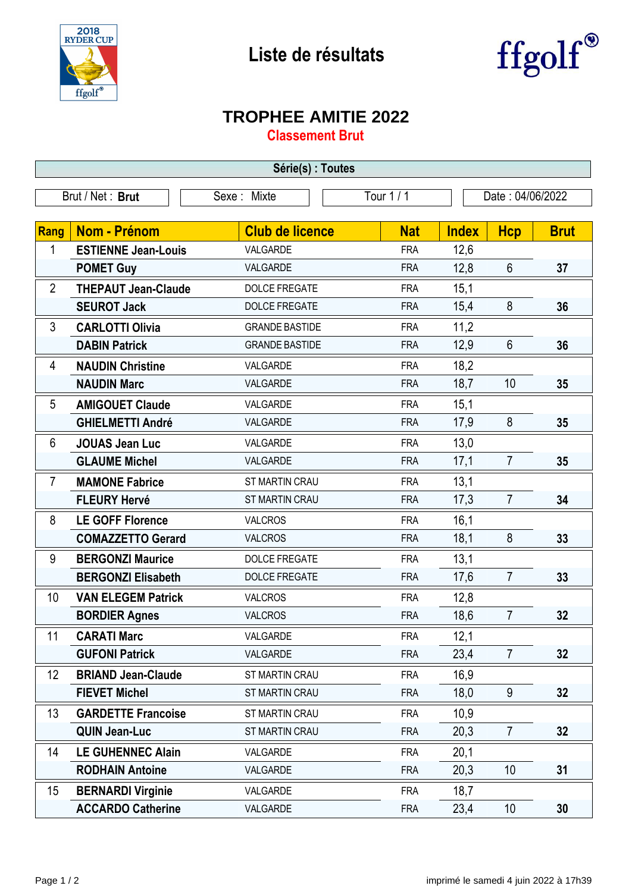# Liste de résultats

## TROPHEE AMITIE 2022

### Classement Brut

**Série(s) : Toutes**

| Brut / Net : **Brut** | Sexe : Mixte | Tour 1 / 1 | Date : 04/06/2022 |
|---|---|---|---|

| Rang | Nom - Prénom | Club de licence | Nat | Index | Hcp | Brut |
|---|---|---|---|---|---|---|
| 1 | **ESTIENNE Jean-Louis** | VALGARDE | FRA | 12,6 | | |
| | **POMET Guy** | VALGARDE | FRA | 12,8 | 6 | **37** |
| 2 | **THEPAUT Jean-Claude** | DOLCE FREGATE | FRA | 15,1 | | |
| | **SEUROT Jack** | DOLCE FREGATE | FRA | 15,4 | 8 | **36** |
| 3 | **CARLOTTI Olivia** | GRANDE BASTIDE | FRA | 11,2 | | |
| | **DABIN Patrick** | GRANDE BASTIDE | FRA | 12,9 | 6 | **36** |
| 4 | **NAUDIN Christine** | VALGARDE | FRA | 18,2 | | |
| | **NAUDIN Marc** | VALGARDE | FRA | 18,7 | 10 | **35** |
| 5 | **AMIGOUET Claude** | VALGARDE | FRA | 15,1 | | |
| | **GHIELMETTI André** | VALGARDE | FRA | 17,9 | 8 | **35** |
| 6 | **JOUAS Jean Luc** | VALGARDE | FRA | 13,0 | | |
| | **GLAUME Michel** | VALGARDE | FRA | 17,1 | 7 | **35** |
| 7 | **MAMONE Fabrice** | ST MARTIN CRAU | FRA | 13,1 | | |
| | **FLEURY Hervé** | ST MARTIN CRAU | FRA | 17,3 | 7 | **34** |
| 8 | **LE GOFF Florence** | VALCROS | FRA | 16,1 | | |
| | **COMAZZETTO Gerard** | VALCROS | FRA | 18,1 | 8 | **33** |
| 9 | **BERGONZI Maurice** | DOLCE FREGATE | FRA | 13,1 | | |
| | **BERGONZI Elisabeth** | DOLCE FREGATE | FRA | 17,6 | 7 | **33** |
| 10 | **VAN ELEGEM Patrick** | VALCROS | FRA | 12,8 | | |
| | **BORDIER Agnes** | VALCROS | FRA | 18,6 | 7 | **32** |
| 11 | **CARATI Marc** | VALGARDE | FRA | 12,1 | | |
| | **GUFONI Patrick** | VALGARDE | FRA | 23,4 | 7 | **32** |
| 12 | **BRIAND Jean-Claude** | ST MARTIN CRAU | FRA | 16,9 | | |
| | **FIEVET Michel** | ST MARTIN CRAU | FRA | 18,0 | 9 | **32** |
| 13 | **GARDETTE Francoise** | ST MARTIN CRAU | FRA | 10,9 | | |
| | **QUIN Jean-Luc** | ST MARTIN CRAU | FRA | 20,3 | 7 | **32** |
| 14 | **LE GUHENNEC Alain** | VALGARDE | FRA | 20,1 | | |
| | **RODHAIN Antoine** | VALGARDE | FRA | 20,3 | 10 | **31** |
| 15 | **BERNARDI Virginie** | VALGARDE | FRA | 18,7 | | |
| | **ACCARDO Catherine** | VALGARDE | FRA | 23,4 | 10 | **30** |

imprimé le samedi 4 juin 2022 à 17h39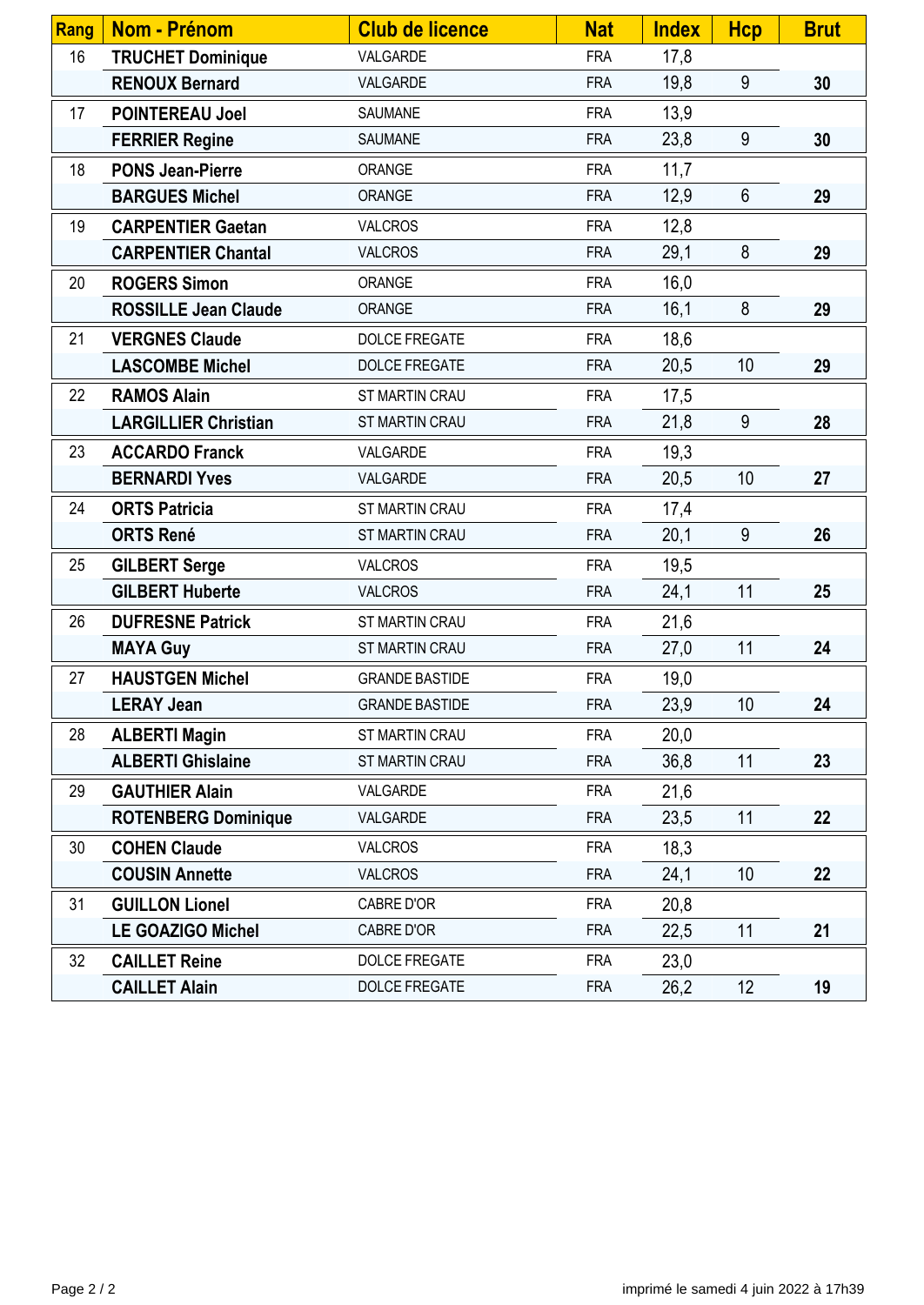| Rang | Nom - Prénom | Club de licence | Nat | Index | Hcp | Brut |
|---|---|---|---|---|---|---|
| 16 | **TRUCHET Dominique** | VALGARDE | FRA | 17,8 | | |
| | **RENOUX Bernard** | VALGARDE | FRA | 19,8 | 9 | **30** |
| 17 | **POINTEREAU Joel** | SAUMANE | FRA | 13,9 | | |
| | **FERRIER Regine** | SAUMANE | FRA | 23,8 | 9 | **30** |
| 18 | **PONS Jean-Pierre** | ORANGE | FRA | 11,7 | | |
| | **BARGUES Michel** | ORANGE | FRA | 12,9 | 6 | **29** |
| 19 | **CARPENTIER Gaetan** | VALCROS | FRA | 12,8 | | |
| | **CARPENTIER Chantal** | VALCROS | FRA | 29,1 | 8 | **29** |
| 20 | **ROGERS Simon** | ORANGE | FRA | 16,0 | | |
| | **ROSSILLE Jean Claude** | ORANGE | FRA | 16,1 | 8 | **29** |
| 21 | **VERGNES Claude** | DOLCE FREGATE | FRA | 18,6 | | |
| | **LASCOMBE Michel** | DOLCE FREGATE | FRA | 20,5 | 10 | **29** |
| 22 | **RAMOS Alain** | ST MARTIN CRAU | FRA | 17,5 | | |
| | **LARGILLIER Christian** | ST MARTIN CRAU | FRA | 21,8 | 9 | **28** |
| 23 | **ACCARDO Franck** | VALGARDE | FRA | 19,3 | | |
| | **BERNARDI Yves** | VALGARDE | FRA | 20,5 | 10 | **27** |
| 24 | **ORTS Patricia** | ST MARTIN CRAU | FRA | 17,4 | | |
| | **ORTS René** | ST MARTIN CRAU | FRA | 20,1 | 9 | **26** |
| 25 | **GILBERT Serge** | VALCROS | FRA | 19,5 | | |
| | **GILBERT Huberte** | VALCROS | FRA | 24,1 | 11 | **25** |
| 26 | **DUFRESNE Patrick** | ST MARTIN CRAU | FRA | 21,6 | | |
| | **MAYA Guy** | ST MARTIN CRAU | FRA | 27,0 | 11 | **24** |
| 27 | **HAUSTGEN Michel** | GRANDE BASTIDE | FRA | 19,0 | | |
| | **LERAY Jean** | GRANDE BASTIDE | FRA | 23,9 | 10 | **24** |
| 28 | **ALBERTI Magin** | ST MARTIN CRAU | FRA | 20,0 | | |
| | **ALBERTI Ghislaine** | ST MARTIN CRAU | FRA | 36,8 | 11 | **23** |
| 29 | **GAUTHIER Alain** | VALGARDE | FRA | 21,6 | | |
| | **ROTENBERG Dominique** | VALGARDE | FRA | 23,5 | 11 | **22** |
| 30 | **COHEN Claude** | VALCROS | FRA | 18,3 | | |
| | **COUSIN Annette** | VALCROS | FRA | 24,1 | 10 | **22** |
| 31 | **GUILLON Lionel** | CABRE D'OR | FRA | 20,8 | | |
| | **LE GOAZIGO Michel** | CABRE D'OR | FRA | 22,5 | 11 | **21** |
| 32 | **CAILLET Reine** | DOLCE FREGATE | FRA | 23,0 | | |
| | **CAILLET Alain** | DOLCE FREGATE | FRA | 26,2 | 12 | **19** |

imprimé le samedi 4 juin 2022 à 17h39